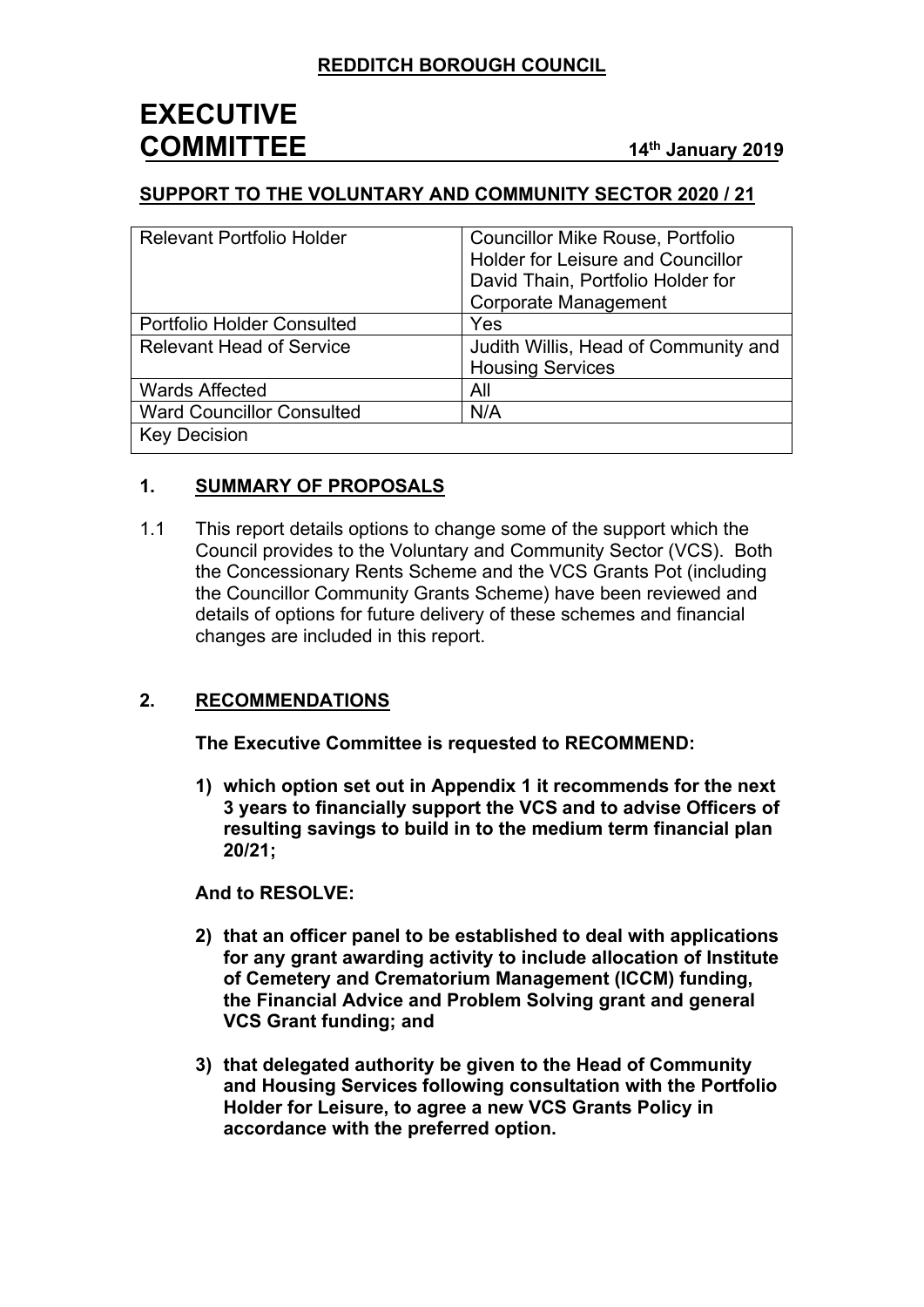**REDDITCH BOROUGH COUNCIL**

# EXECUTIVE COMMITTEE

**14th January 2019**

## SUPPORT TO THE VOLUNTARY AND COMMUNITY SECTOR 2020 / 21

| | |
|---|---|
| Relevant Portfolio Holder | Councillor Mike Rouse, Portfolio Holder for Leisure and Councillor David Thain, Portfolio Holder for Corporate Management |
| Portfolio Holder Consulted | Yes |
| Relevant Head of Service | Judith Willis, Head of Community and Housing Services |
| Wards Affected | All |
| Ward Councillor Consulted | N/A |
| Key Decision | |

## 1. SUMMARY OF PROPOSALS

1.1 This report details options to change some of the support which the Council provides to the Voluntary and Community Sector (VCS). Both the Concessionary Rents Scheme and the VCS Grants Pot (including the Councillor Community Grants Scheme) have been reviewed and details of options for future delivery of these schemes and financial changes are included in this report.

## 2. RECOMMENDATIONS

**The Executive Committee is requested to RECOMMEND:**

**1) which option set out in Appendix 1 it recommends for the next 3 years to financially support the VCS and to advise Officers of resulting savings to build in to the medium term financial plan 20/21;**

**And to RESOLVE:**

**2) that an officer panel to be established to deal with applications for any grant awarding activity to include allocation of Institute of Cemetery and Crematorium Management (ICCM) funding, the Financial Advice and Problem Solving grant and general VCS Grant funding; and**

**3) that delegated authority be given to the Head of Community and Housing Services following consultation with the Portfolio Holder for Leisure, to agree a new VCS Grants Policy in accordance with the preferred option.**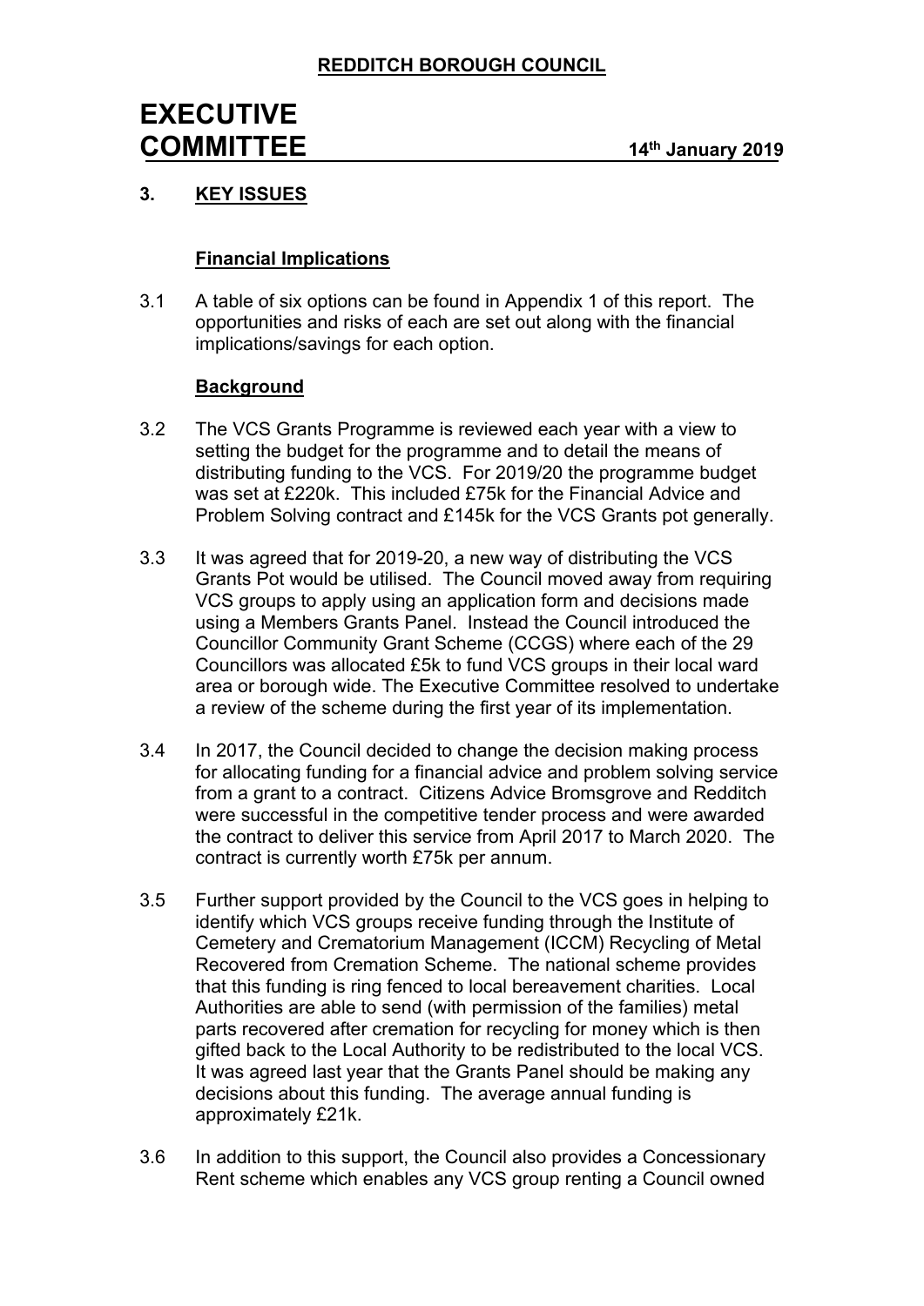## 3. KEY ISSUES

### Financial Implications

3.1 A table of six options can be found in Appendix 1 of this report. The opportunities and risks of each are set out along with the financial implications/savings for each option.

### Background

3.2 The VCS Grants Programme is reviewed each year with a view to setting the budget for the programme and to detail the means of distributing funding to the VCS. For 2019/20 the programme budget was set at £220k. This included £75k for the Financial Advice and Problem Solving contract and £145k for the VCS Grants pot generally.

3.3 It was agreed that for 2019-20, a new way of distributing the VCS Grants Pot would be utilised. The Council moved away from requiring VCS groups to apply using an application form and decisions made using a Members Grants Panel. Instead the Council introduced the Councillor Community Grant Scheme (CCGS) where each of the 29 Councillors was allocated £5k to fund VCS groups in their local ward area or borough wide. The Executive Committee resolved to undertake a review of the scheme during the first year of its implementation.

3.4 In 2017, the Council decided to change the decision making process for allocating funding for a financial advice and problem solving service from a grant to a contract. Citizens Advice Bromsgrove and Redditch were successful in the competitive tender process and were awarded the contract to deliver this service from April 2017 to March 2020. The contract is currently worth £75k per annum.

3.5 Further support provided by the Council to the VCS goes in helping to identify which VCS groups receive funding through the Institute of Cemetery and Crematorium Management (ICCM) Recycling of Metal Recovered from Cremation Scheme. The national scheme provides that this funding is ring fenced to local bereavement charities. Local Authorities are able to send (with permission of the families) metal parts recovered after cremation for recycling for money which is then gifted back to the Local Authority to be redistributed to the local VCS. It was agreed last year that the Grants Panel should be making any decisions about this funding. The average annual funding is approximately £21k.

3.6 In addition to this support, the Council also provides a Concessionary Rent scheme which enables any VCS group renting a Council owned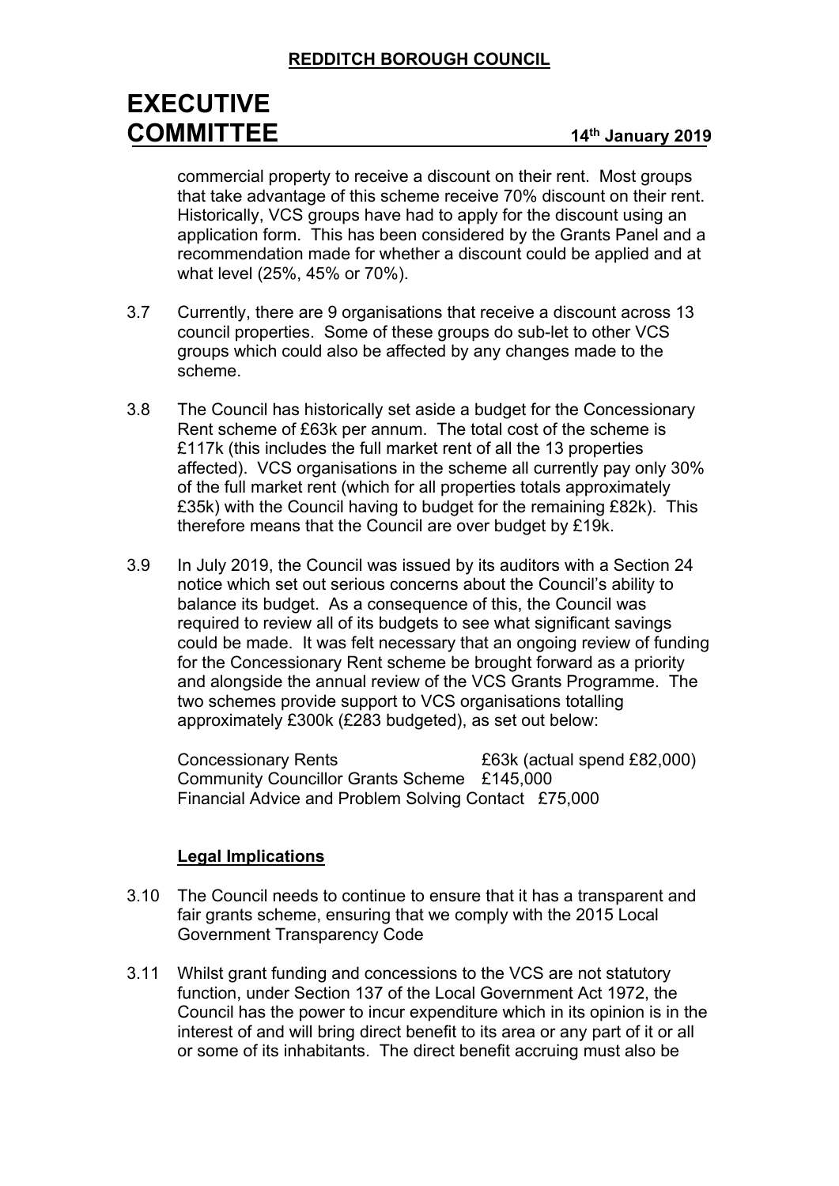commercial property to receive a discount on their rent. Most groups that take advantage of this scheme receive 70% discount on their rent. Historically, VCS groups have had to apply for the discount using an application form. This has been considered by the Grants Panel and a recommendation made for whether a discount could be applied and at what level (25%, 45% or 70%).

3.7 Currently, there are 9 organisations that receive a discount across 13 council properties. Some of these groups do sub-let to other VCS groups which could also be affected by any changes made to the scheme.

3.8 The Council has historically set aside a budget for the Concessionary Rent scheme of £63k per annum. The total cost of the scheme is £117k (this includes the full market rent of all the 13 properties affected). VCS organisations in the scheme all currently pay only 30% of the full market rent (which for all properties totals approximately £35k) with the Council having to budget for the remaining £82k). This therefore means that the Council are over budget by £19k.

3.9 In July 2019, the Council was issued by its auditors with a Section 24 notice which set out serious concerns about the Council's ability to balance its budget. As a consequence of this, the Council was required to review all of its budgets to see what significant savings could be made. It was felt necessary that an ongoing review of funding for the Concessionary Rent scheme be brought forward as a priority and alongside the annual review of the VCS Grants Programme. The two schemes provide support to VCS organisations totalling approximately £300k (£283 budgeted), as set out below:

Concessionary Rents £63k (actual spend £82,000)
Community Councillor Grants Scheme £145,000
Financial Advice and Problem Solving Contact £75,000

**Legal Implications**

3.10 The Council needs to continue to ensure that it has a transparent and fair grants scheme, ensuring that we comply with the 2015 Local Government Transparency Code

3.11 Whilst grant funding and concessions to the VCS are not statutory function, under Section 137 of the Local Government Act 1972, the Council has the power to incur expenditure which in its opinion is in the interest of and will bring direct benefit to its area or any part of it or all or some of its inhabitants. The direct benefit accruing must also be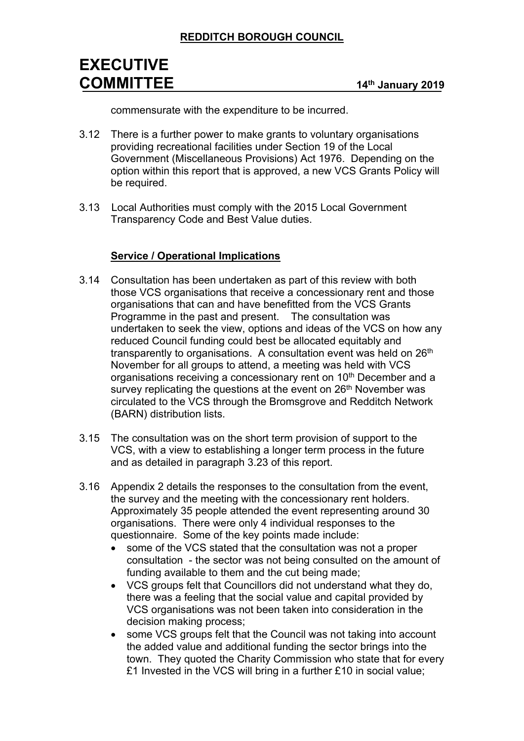commensurate with the expenditure to be incurred.

3.12 There is a further power to make grants to voluntary organisations providing recreational facilities under Section 19 of the Local Government (Miscellaneous Provisions) Act 1976. Depending on the option within this report that is approved, a new VCS Grants Policy will be required.

3.13 Local Authorities must comply with the 2015 Local Government Transparency Code and Best Value duties.

**Service / Operational Implications**

3.14 Consultation has been undertaken as part of this review with both those VCS organisations that receive a concessionary rent and those organisations that can and have benefitted from the VCS Grants Programme in the past and present. The consultation was undertaken to seek the view, options and ideas of the VCS on how any reduced Council funding could best be allocated equitably and transparently to organisations. A consultation event was held on 26th November for all groups to attend, a meeting was held with VCS organisations receiving a concessionary rent on 10th December and a survey replicating the questions at the event on 26th November was circulated to the VCS through the Bromsgrove and Redditch Network (BARN) distribution lists.

3.15 The consultation was on the short term provision of support to the VCS, with a view to establishing a longer term process in the future and as detailed in paragraph 3.23 of this report.

3.16 Appendix 2 details the responses to the consultation from the event, the survey and the meeting with the concessionary rent holders. Approximately 35 people attended the event representing around 30 organisations. There were only 4 individual responses to the questionnaire. Some of the key points made include:

- some of the VCS stated that the consultation was not a proper consultation - the sector was not being consulted on the amount of funding available to them and the cut being made;
- VCS groups felt that Councillors did not understand what they do, there was a feeling that the social value and capital provided by VCS organisations was not been taken into consideration in the decision making process;
- some VCS groups felt that the Council was not taking into account the added value and additional funding the sector brings into the town. They quoted the Charity Commission who state that for every £1 Invested in the VCS will bring in a further £10 in social value;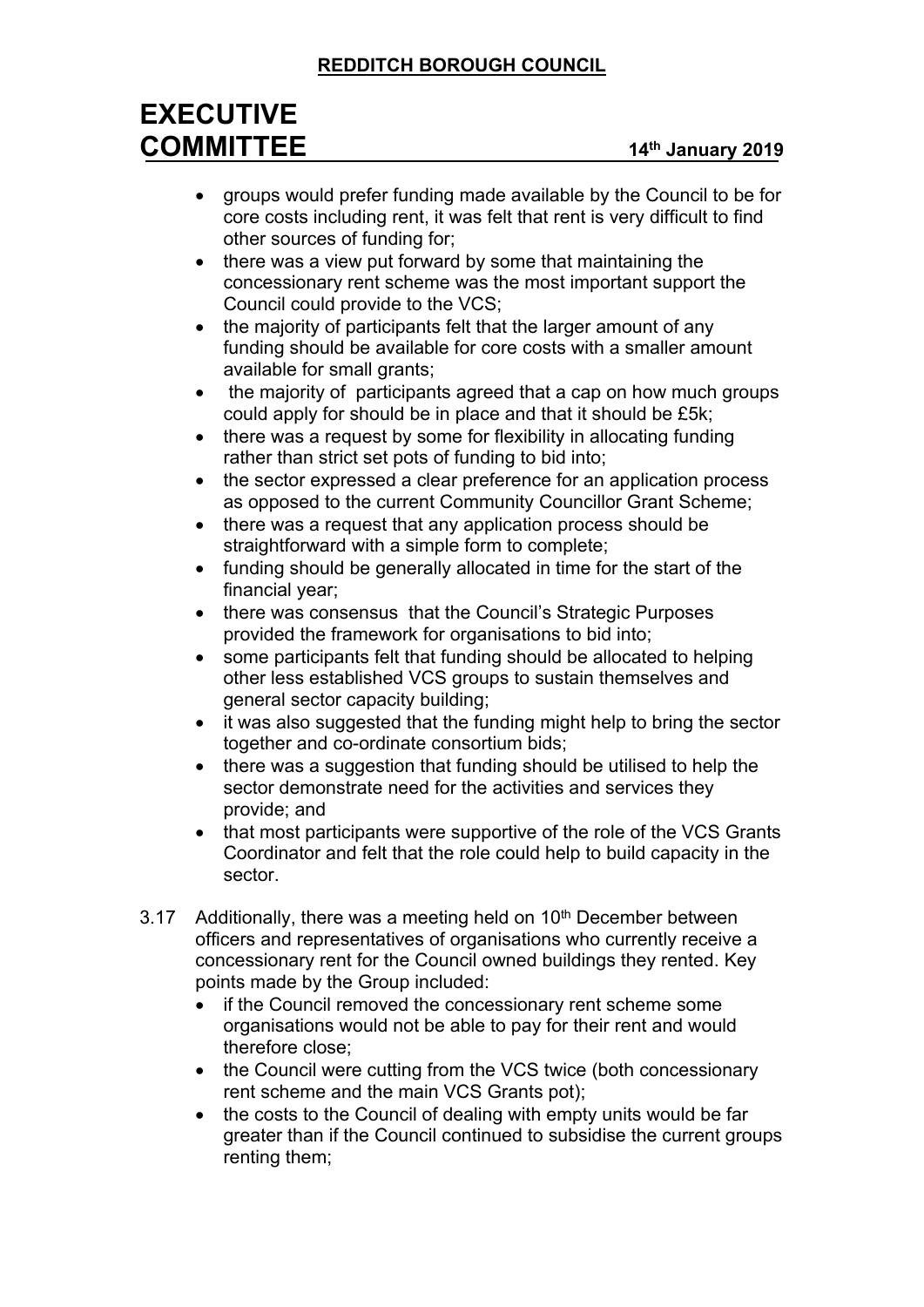- groups would prefer funding made available by the Council to be for core costs including rent, it was felt that rent is very difficult to find other sources of funding for;
- there was a view put forward by some that maintaining the concessionary rent scheme was the most important support the Council could provide to the VCS;
- the majority of participants felt that the larger amount of any funding should be available for core costs with a smaller amount available for small grants;
- the majority of participants agreed that a cap on how much groups could apply for should be in place and that it should be £5k;
- there was a request by some for flexibility in allocating funding rather than strict set pots of funding to bid into;
- the sector expressed a clear preference for an application process as opposed to the current Community Councillor Grant Scheme;
- there was a request that any application process should be straightforward with a simple form to complete;
- funding should be generally allocated in time for the start of the financial year;
- there was consensus that the Council's Strategic Purposes provided the framework for organisations to bid into;
- some participants felt that funding should be allocated to helping other less established VCS groups to sustain themselves and general sector capacity building;
- it was also suggested that the funding might help to bring the sector together and co-ordinate consortium bids;
- there was a suggestion that funding should be utilised to help the sector demonstrate need for the activities and services they provide; and
- that most participants were supportive of the role of the VCS Grants Coordinator and felt that the role could help to build capacity in the sector.

3.17 Additionally, there was a meeting held on 10th December between officers and representatives of organisations who currently receive a concessionary rent for the Council owned buildings they rented. Key points made by the Group included:

- if the Council removed the concessionary rent scheme some organisations would not be able to pay for their rent and would therefore close;
- the Council were cutting from the VCS twice (both concessionary rent scheme and the main VCS Grants pot);
- the costs to the Council of dealing with empty units would be far greater than if the Council continued to subsidise the current groups renting them;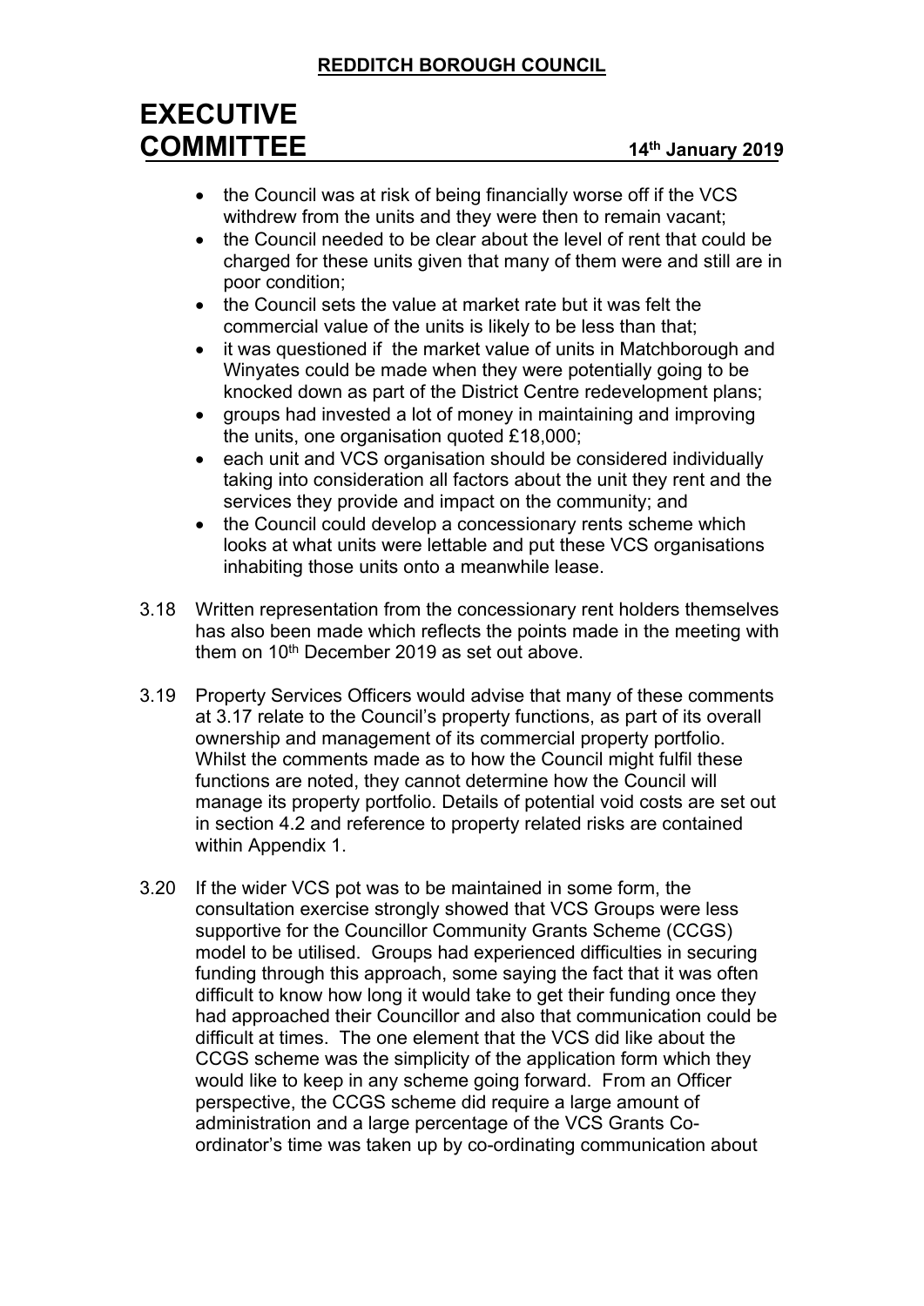- the Council was at risk of being financially worse off if the VCS withdrew from the units and they were then to remain vacant;
- the Council needed to be clear about the level of rent that could be charged for these units given that many of them were and still are in poor condition;
- the Council sets the value at market rate but it was felt the commercial value of the units is likely to be less than that;
- it was questioned if the market value of units in Matchborough and Winyates could be made when they were potentially going to be knocked down as part of the District Centre redevelopment plans;
- groups had invested a lot of money in maintaining and improving the units, one organisation quoted £18,000;
- each unit and VCS organisation should be considered individually taking into consideration all factors about the unit they rent and the services they provide and impact on the community; and
- the Council could develop a concessionary rents scheme which looks at what units were lettable and put these VCS organisations inhabiting those units onto a meanwhile lease.

3.18 Written representation from the concessionary rent holders themselves has also been made which reflects the points made in the meeting with them on 10th December 2019 as set out above.

3.19 Property Services Officers would advise that many of these comments at 3.17 relate to the Council's property functions, as part of its overall ownership and management of its commercial property portfolio. Whilst the comments made as to how the Council might fulfil these functions are noted, they cannot determine how the Council will manage its property portfolio. Details of potential void costs are set out in section 4.2 and reference to property related risks are contained within Appendix 1.

3.20 If the wider VCS pot was to be maintained in some form, the consultation exercise strongly showed that VCS Groups were less supportive for the Councillor Community Grants Scheme (CCGS) model to be utilised. Groups had experienced difficulties in securing funding through this approach, some saying the fact that it was often difficult to know how long it would take to get their funding once they had approached their Councillor and also that communication could be difficult at times. The one element that the VCS did like about the CCGS scheme was the simplicity of the application form which they would like to keep in any scheme going forward. From an Officer perspective, the CCGS scheme did require a large amount of administration and a large percentage of the VCS Grants Co-ordinator's time was taken up by co-ordinating communication about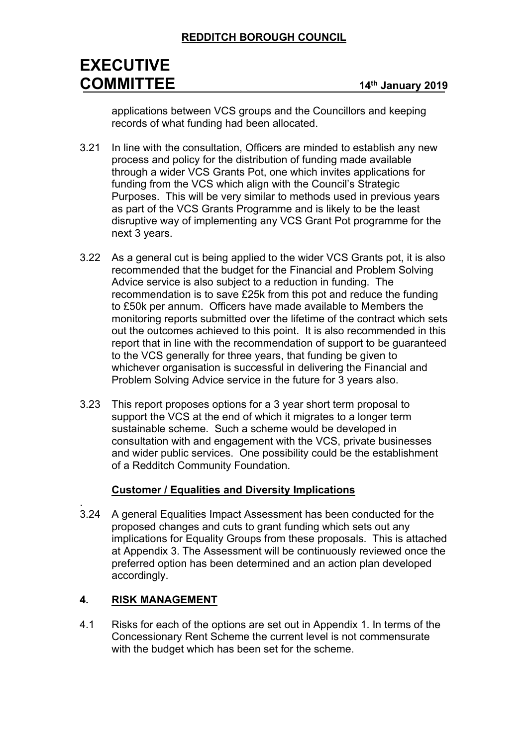applications between VCS groups and the Councillors and keeping records of what funding had been allocated.

3.21 In line with the consultation, Officers are minded to establish any new process and policy for the distribution of funding made available through a wider VCS Grants Pot, one which invites applications for funding from the VCS which align with the Council's Strategic Purposes. This will be very similar to methods used in previous years as part of the VCS Grants Programme and is likely to be the least disruptive way of implementing any VCS Grant Pot programme for the next 3 years.

3.22 As a general cut is being applied to the wider VCS Grants pot, it is also recommended that the budget for the Financial and Problem Solving Advice service is also subject to a reduction in funding. The recommendation is to save £25k from this pot and reduce the funding to £50k per annum. Officers have made available to Members the monitoring reports submitted over the lifetime of the contract which sets out the outcomes achieved to this point. It is also recommended in this report that in line with the recommendation of support to be guaranteed to the VCS generally for three years, that funding be given to whichever organisation is successful in delivering the Financial and Problem Solving Advice service in the future for 3 years also.

3.23 This report proposes options for a 3 year short term proposal to support the VCS at the end of which it migrates to a longer term sustainable scheme. Such a scheme would be developed in consultation with and engagement with the VCS, private businesses and wider public services. One possibility could be the establishment of a Redditch Community Foundation.

**Customer / Equalities and Diversity Implications**

3.24 A general Equalities Impact Assessment has been conducted for the proposed changes and cuts to grant funding which sets out any implications for Equality Groups from these proposals. This is attached at Appendix 3. The Assessment will be continuously reviewed once the preferred option has been determined and an action plan developed accordingly.

## 4. RISK MANAGEMENT

4.1 Risks for each of the options are set out in Appendix 1. In terms of the Concessionary Rent Scheme the current level is not commensurate with the budget which has been set for the scheme.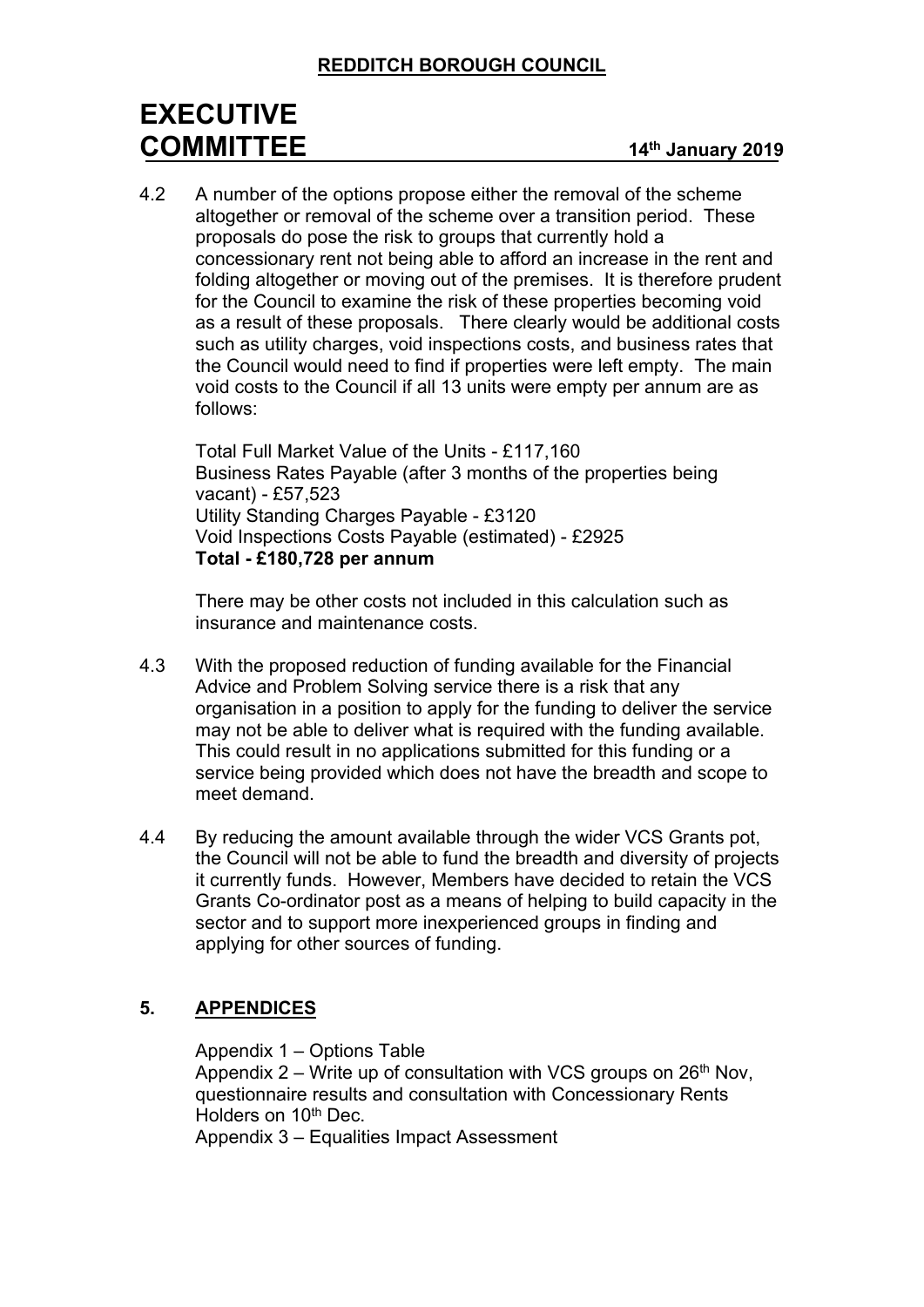4.2 A number of the options propose either the removal of the scheme altogether or removal of the scheme over a transition period. These proposals do pose the risk to groups that currently hold a concessionary rent not being able to afford an increase in the rent and folding altogether or moving out of the premises. It is therefore prudent for the Council to examine the risk of these properties becoming void as a result of these proposals. There clearly would be additional costs such as utility charges, void inspections costs, and business rates that the Council would need to find if properties were left empty. The main void costs to the Council if all 13 units were empty per annum are as follows:

Total Full Market Value of the Units - £117,160
Business Rates Payable (after 3 months of the properties being vacant) - £57,523
Utility Standing Charges Payable - £3120
Void Inspections Costs Payable (estimated) - £2925
**Total - £180,728 per annum**

There may be other costs not included in this calculation such as insurance and maintenance costs.

4.3 With the proposed reduction of funding available for the Financial Advice and Problem Solving service there is a risk that any organisation in a position to apply for the funding to deliver the service may not be able to deliver what is required with the funding available. This could result in no applications submitted for this funding or a service being provided which does not have the breadth and scope to meet demand.

4.4 By reducing the amount available through the wider VCS Grants pot, the Council will not be able to fund the breadth and diversity of projects it currently funds. However, Members have decided to retain the VCS Grants Co-ordinator post as a means of helping to build capacity in the sector and to support more inexperienced groups in finding and applying for other sources of funding.

## 5. APPENDICES

Appendix 1 – Options Table
Appendix 2 – Write up of consultation with VCS groups on 26th Nov, questionnaire results and consultation with Concessionary Rents Holders on 10th Dec.
Appendix 3 – Equalities Impact Assessment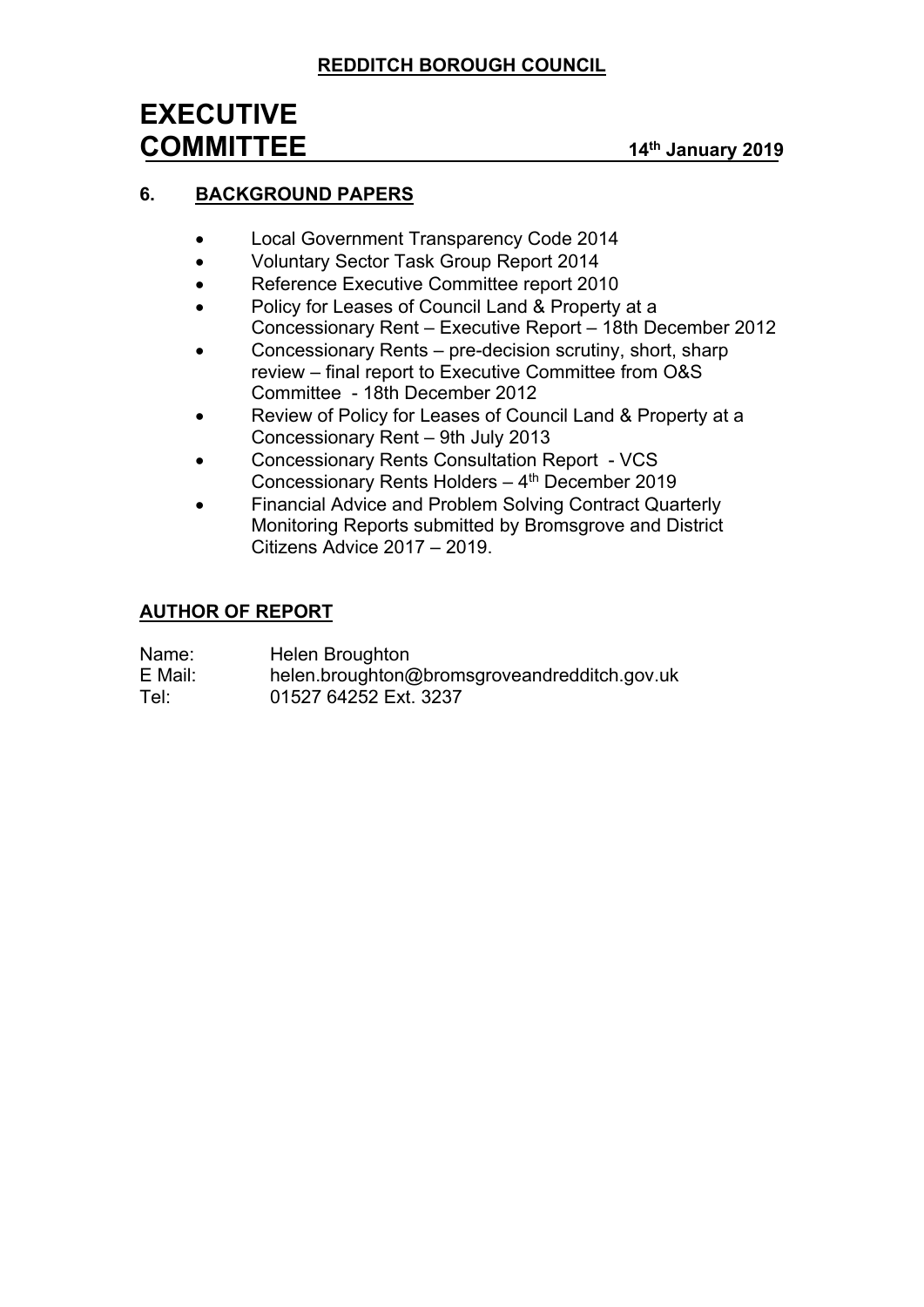## 6. BACKGROUND PAPERS

- Local Government Transparency Code 2014
- Voluntary Sector Task Group Report 2014
- Reference Executive Committee report 2010
- Policy for Leases of Council Land & Property at a Concessionary Rent – Executive Report – 18th December 2012
- Concessionary Rents – pre-decision scrutiny, short, sharp review – final report to Executive Committee from O&S Committee - 18th December 2012
- Review of Policy for Leases of Council Land & Property at a Concessionary Rent – 9th July 2013
- Concessionary Rents Consultation Report - VCS Concessionary Rents Holders – 4th December 2019
- Financial Advice and Problem Solving Contract Quarterly Monitoring Reports submitted by Bromsgrove and District Citizens Advice 2017 – 2019.

## AUTHOR OF REPORT

Name: Helen Broughton
E Mail: helen.broughton@bromsgroveandredditch.gov.uk
Tel: 01527 64252 Ext. 3237